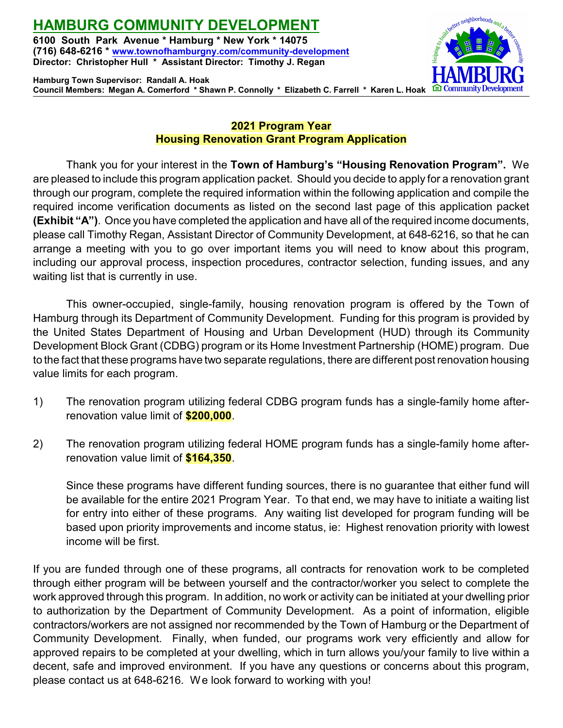# HAMBURG COMMUNITY DEVELOPMENT

**6100 South Park Avenue * Hamburg * New York * 14075**
**(716) 648-6216 * www.townofhamburgny.com/community-development**
**Director: Christopher Hull * Assistant Director: Timothy J. Regan**

**Hamburg Town Supervisor: Randall A. Hoak**
**Council Members: Megan A. Comerford * Shawn P. Connolly * Elizabeth C. Farrell * Karen L. Hoak**

## 2021 Program Year
## Housing Renovation Grant Program Application

Thank you for your interest in the **Town of Hamburg's "Housing Renovation Program".** We are pleased to include this program application packet. Should you decide to apply for a renovation grant through our program, complete the required information within the following application and compile the required income verification documents as listed on the second last page of this application packet **(Exhibit "A")**. Once you have completed the application and have all of the required income documents, please call Timothy Regan, Assistant Director of Community Development, at 648-6216, so that he can arrange a meeting with you to go over important items you will need to know about this program, including our approval process, inspection procedures, contractor selection, funding issues, and any waiting list that is currently in use.

This owner-occupied, single-family, housing renovation program is offered by the Town of Hamburg through its Department of Community Development. Funding for this program is provided by the United States Department of Housing and Urban Development (HUD) through its Community Development Block Grant (CDBG) program or its Home Investment Partnership (HOME) program. Due to the fact that these programs have two separate regulations, there are different post renovation housing value limits for each program.

1) The renovation program utilizing federal CDBG program funds has a single-family home after-renovation value limit of **$200,000**.

2) The renovation program utilizing federal HOME program funds has a single-family home after-renovation value limit of **$164,350**.

   Since these programs have different funding sources, there is no guarantee that either fund will be available for the entire 2021 Program Year. To that end, we may have to initiate a waiting list for entry into either of these programs. Any waiting list developed for program funding will be based upon priority improvements and income status, ie: Highest renovation priority with lowest income will be first.

If you are funded through one of these programs, all contracts for renovation work to be completed through either program will be between yourself and the contractor/worker you select to complete the work approved through this program. In addition, no work or activity can be initiated at your dwelling prior to authorization by the Department of Community Development. As a point of information, eligible contractors/workers are not assigned nor recommended by the Town of Hamburg or the Department of Community Development. Finally, when funded, our programs work very efficiently and allow for approved repairs to be completed at your dwelling, which in turn allows you/your family to live within a decent, safe and improved environment. If you have any questions or concerns about this program, please contact us at 648-6216. We look forward to working with you!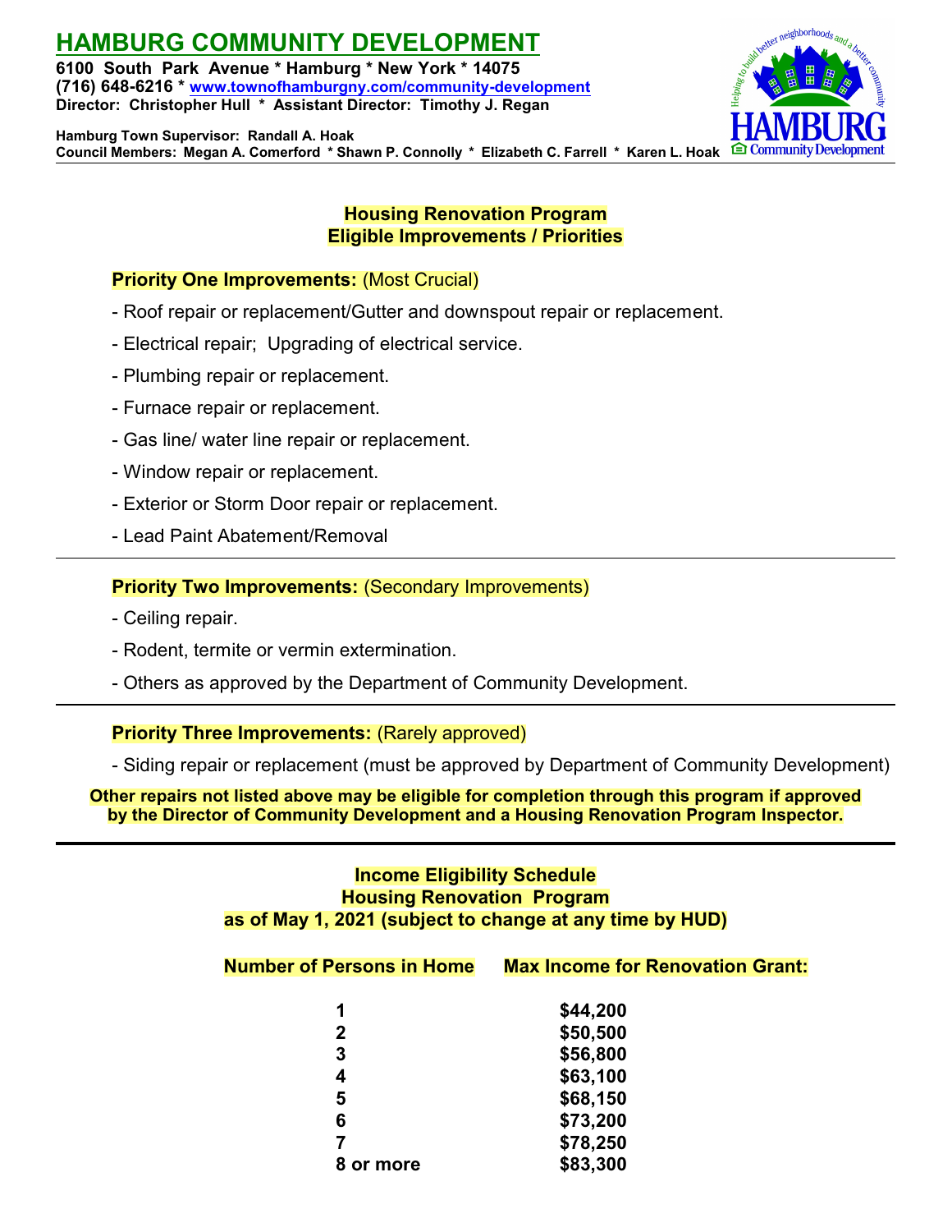# HAMBURG COMMUNITY DEVELOPMENT

**6100 South Park Avenue * Hamburg * New York * 14075**
**(716) 648-6216 * www.townofhamburgny.com/community-development**
**Director: Christopher Hull * Assistant Director: Timothy J. Regan**

**Hamburg Town Supervisor: Randall A. Hoak**
**Council Members: Megan A. Comerford * Shawn P. Connolly * Elizabeth C. Farrell * Karen L. Hoak**

## Housing Renovation Program
## Eligible Improvements / Priorities

**Priority One Improvements:** (Most Crucial)

- Roof repair or replacement/Gutter and downspout repair or replacement.
- Electrical repair; Upgrading of electrical service.
- Plumbing repair or replacement.
- Furnace repair or replacement.
- Gas line/ water line repair or replacement.
- Window repair or replacement.
- Exterior or Storm Door repair or replacement.
- Lead Paint Abatement/Removal

---

**Priority Two Improvements:** (Secondary Improvements)

- Ceiling repair.
- Rodent, termite or vermin extermination.
- Others as approved by the Department of Community Development.

---

**Priority Three Improvements:** (Rarely approved)

- Siding repair or replacement (must be approved by Department of Community Development)

**Other repairs not listed above may be eligible for completion through this program if approved by the Director of Community Development and a Housing Renovation Program Inspector.**

---

## Income Eligibility Schedule
## Housing Renovation Program
## as of May 1, 2021 (subject to change at any time by HUD)

| Number of Persons in Home | Max Income for Renovation Grant: |
|---|---|
| 1 | $44,200 |
| 2 | $50,500 |
| 3 | $56,800 |
| 4 | $63,100 |
| 5 | $68,150 |
| 6 | $73,200 |
| 7 | $78,250 |
| 8 or more | $83,300 |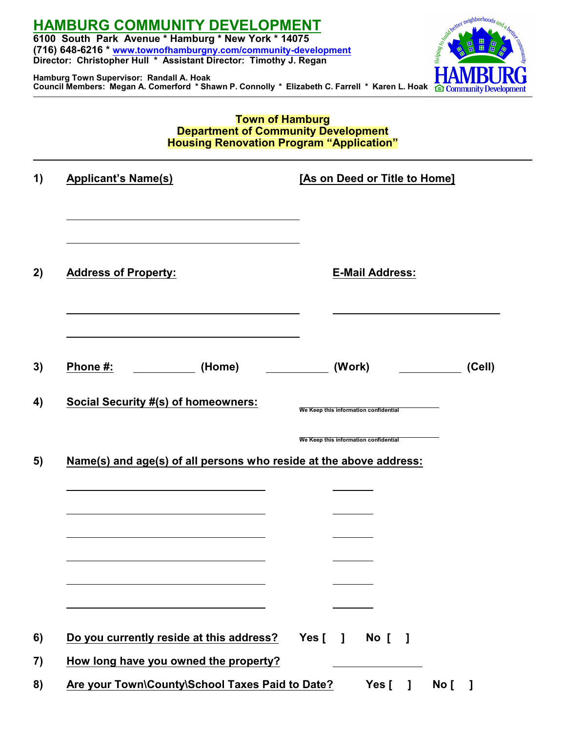# HAMBURG COMMUNITY DEVELOPMENT

**6100 South Park Avenue * Hamburg * New York * 14075**
**(716) 648-6216 * www.townofhamburgny.com/community-development**
**Director: Christopher Hull * Assistant Director: Timothy J. Regan**

**Hamburg Town Supervisor: Randall A. Hoak**
**Council Members: Megan A. Comerford * Shawn P. Connolly * Elizabeth C. Farrell * Karen L. Hoak**

HAMBURG Community Development — Helping to build better neighborhoods and a better community

**Town of Hamburg**
**Department of Community Development**
**Housing Renovation Program "Application"**

---

1) **Applicant's Name(s)** **[As on Deed or Title to Home]**

\_\_\_\_\_\_\_\_\_\_\_\_\_\_\_\_\_\_\_\_\_\_\_\_\_\_\_\_\_\_\_\_\_\_\_\_\_\_\_\_

\_\_\_\_\_\_\_\_\_\_\_\_\_\_\_\_\_\_\_\_\_\_\_\_\_\_\_\_\_\_\_\_\_\_\_\_\_\_\_\_

2) **Address of Property:** **E-Mail Address:**

\_\_\_\_\_\_\_\_\_\_\_\_\_\_\_\_\_\_\_\_\_\_\_\_\_\_\_\_\_\_\_\_\_\_\_\_\_\_\_\_ \_\_\_\_\_\_\_\_\_\_\_\_\_\_\_\_\_\_\_\_\_\_\_\_\_\_\_\_\_\_

\_\_\_\_\_\_\_\_\_\_\_\_\_\_\_\_\_\_\_\_\_\_\_\_\_\_\_\_\_\_\_\_\_\_\_\_\_\_\_\_

3) **Phone #:** \_\_\_\_\_\_\_\_\_\_ **(Home)** \_\_\_\_\_\_\_\_\_\_ **(Work)** \_\_\_\_\_\_\_\_\_\_ **(Cell)**

4) **Social Security #(s) of homeowners:** We Keep this information confidential \_\_\_\_\_\_\_\_\_\_

We Keep this information confidential \_\_\_\_\_\_\_\_\_\_

5) **Name(s) and age(s) of all persons who reside at the above address:**

\_\_\_\_\_\_\_\_\_\_\_\_\_\_\_\_\_\_\_\_\_\_\_\_\_\_\_\_\_\_\_\_\_\_ \_\_\_\_\_\_

\_\_\_\_\_\_\_\_\_\_\_\_\_\_\_\_\_\_\_\_\_\_\_\_\_\_\_\_\_\_\_\_\_\_ \_\_\_\_\_\_

\_\_\_\_\_\_\_\_\_\_\_\_\_\_\_\_\_\_\_\_\_\_\_\_\_\_\_\_\_\_\_\_\_\_ \_\_\_\_\_\_

\_\_\_\_\_\_\_\_\_\_\_\_\_\_\_\_\_\_\_\_\_\_\_\_\_\_\_\_\_\_\_\_\_\_ \_\_\_\_\_\_

\_\_\_\_\_\_\_\_\_\_\_\_\_\_\_\_\_\_\_\_\_\_\_\_\_\_\_\_\_\_\_\_\_\_ \_\_\_\_\_\_

\_\_\_\_\_\_\_\_\_\_\_\_\_\_\_\_\_\_\_\_\_\_\_\_\_\_\_\_\_\_\_\_\_\_ \_\_\_\_\_\_

6) **Do you currently reside at this address?** **Yes [ ]** **No [ ]**

7) **How long have you owned the property?** \_\_\_\_\_\_\_\_\_\_\_\_\_\_

8) **Are your Town\County\School Taxes Paid to Date?** **Yes [ ]** **No [ ]**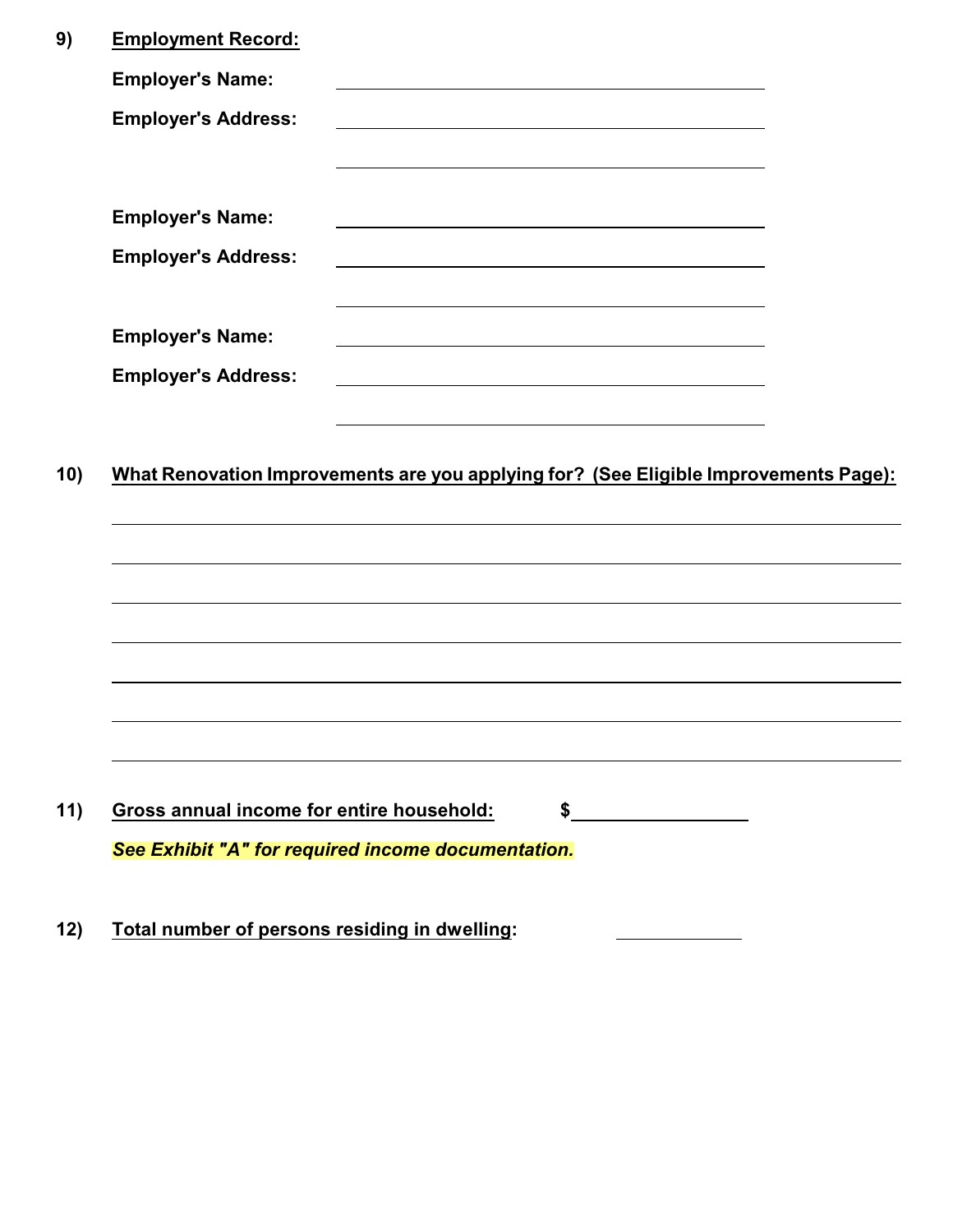9) **Employment Record:**

**Employer's Name:** ____________________________________________

**Employer's Address:** ____________________________________________

____________________________________________

**Employer's Name:** ____________________________________________

**Employer's Address:** ____________________________________________

____________________________________________

**Employer's Name:** ____________________________________________

**Employer's Address:** ____________________________________________

____________________________________________

10) **What Renovation Improvements are you applying for? (See Eligible Improvements Page):**

____________________________________________________________________________

____________________________________________________________________________

____________________________________________________________________________

____________________________________________________________________________

____________________________________________________________________________

____________________________________________________________________________

____________________________________________________________________________

11) **Gross annual income for entire household:** $__________________

***See Exhibit "A" for required income documentation.***

12) **Total number of persons residing in dwelling:** ____________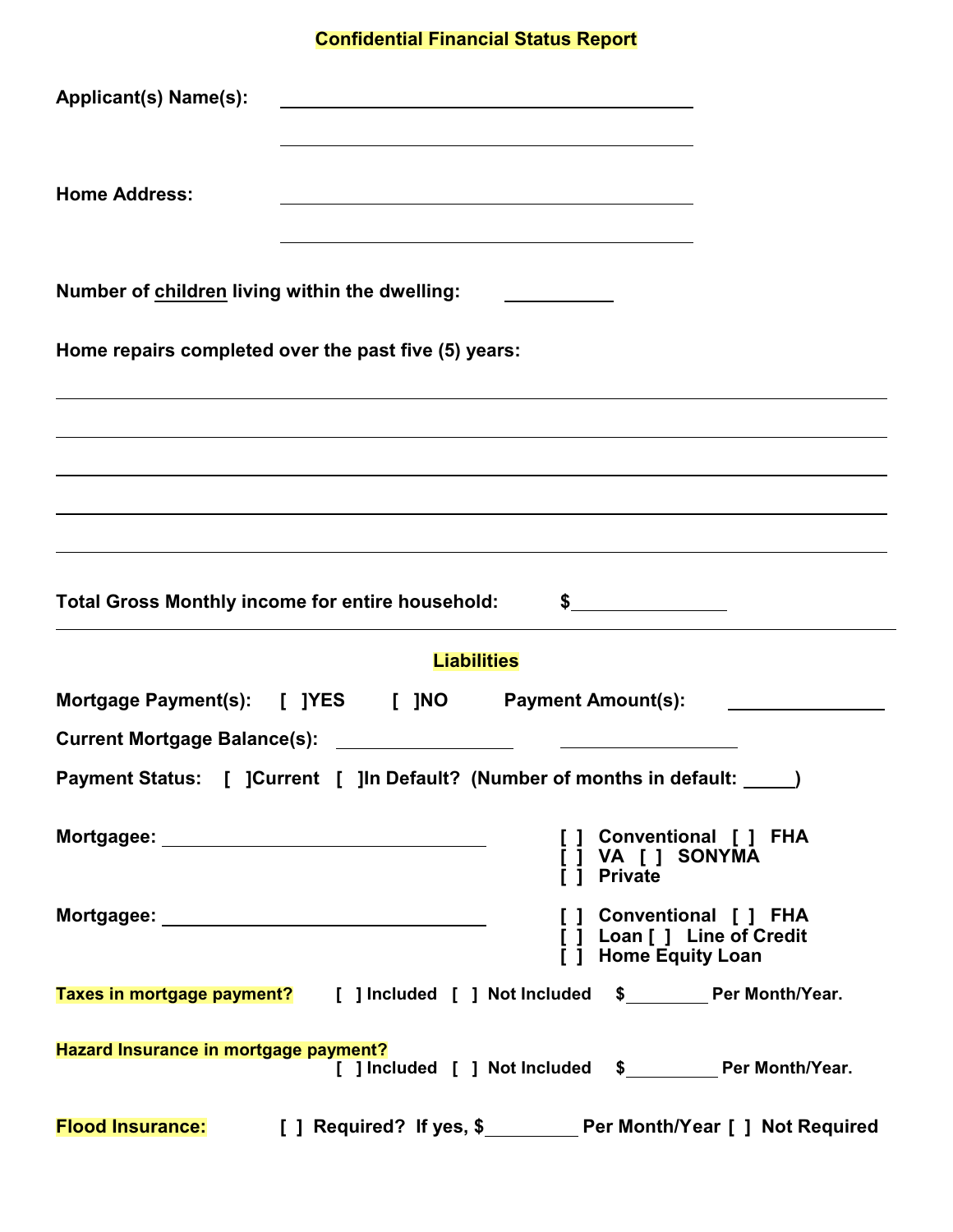## Confidential Financial Status Report

**Applicant(s) Name(s):** ______________________________________

______________________________________

**Home Address:** ______________________________________

______________________________________

**Number of children living within the dwelling:** __________

**Home repairs completed over the past five (5) years:**

______________________________________________________________________________

______________________________________________________________________________

______________________________________________________________________________

______________________________________________________________________________

______________________________________________________________________________

**Total Gross Monthly income for entire household:** $______________

---

## Liabilities

**Mortgage Payment(s):** [ ]YES [ ]NO **Payment Amount(s):** ______________

**Current Mortgage Balance(s):** ________________ ________________

**Payment Status:** [ ]Current [ ]In Default? (Number of months in default: _____)

**Mortgagee:** ______________________________ [ ] Conventional [ ] FHA [ ] VA [ ] SONYMA [ ] Private

**Mortgagee:** ______________________________ [ ] Conventional [ ] FHA [ ] Loan [ ] Line of Credit [ ] Home Equity Loan

**Taxes in mortgage payment?** [ ] Included [ ] Not Included $________ Per Month/Year.

**Hazard Insurance in mortgage payment?** [ ] Included [ ] Not Included $________ Per Month/Year.

**Flood Insurance:** [ ] Required? If yes, $________ Per Month/Year [ ] Not Required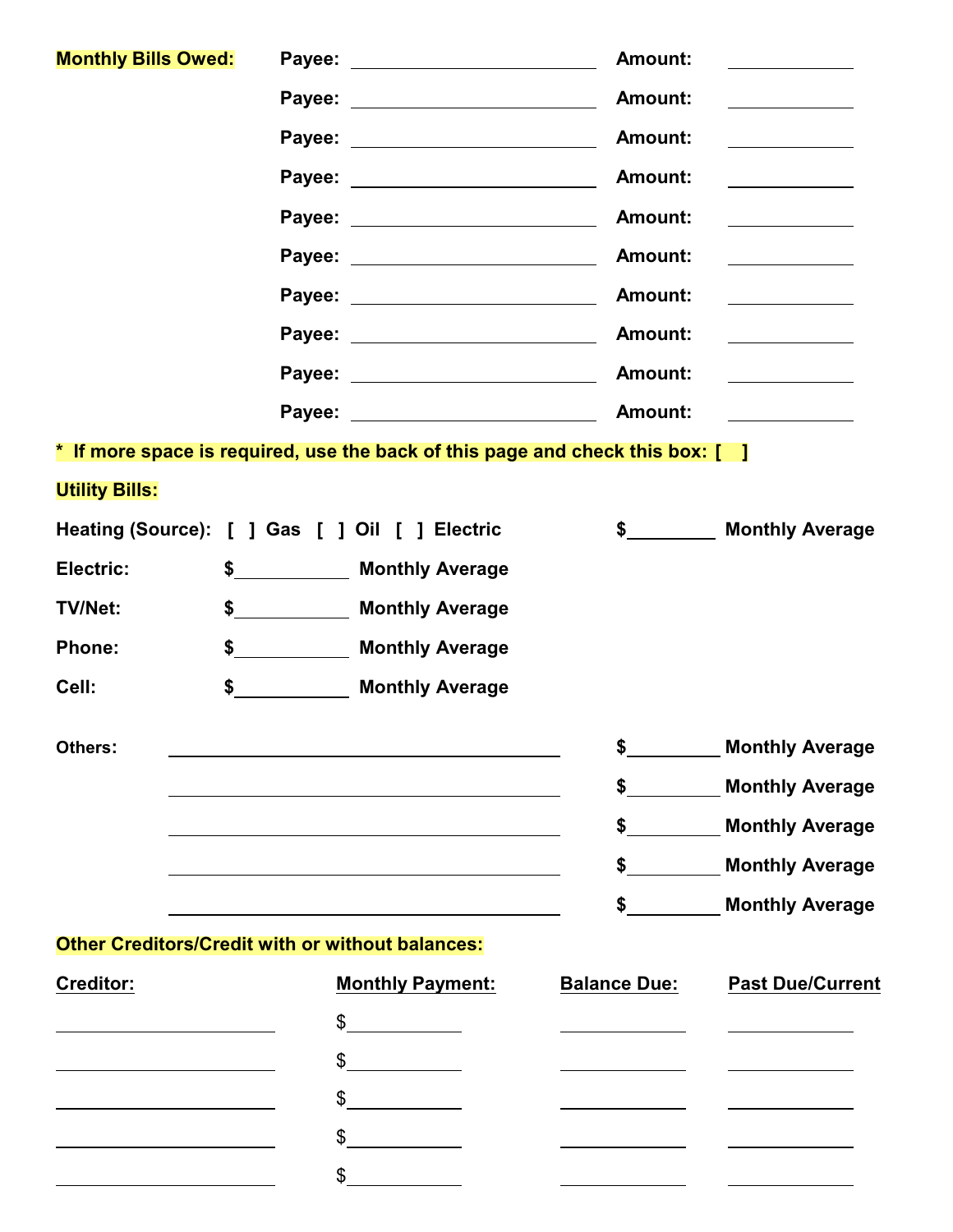**Monthly Bills Owed:**

| Payee: | Amount: |
|---|---|
| Payee: ______________________ | Amount: __________ |
| Payee: ______________________ | Amount: __________ |
| Payee: ______________________ | Amount: __________ |
| Payee: ______________________ | Amount: __________ |
| Payee: ______________________ | Amount: __________ |
| Payee: ______________________ | Amount: __________ |
| Payee: ______________________ | Amount: __________ |
| Payee: ______________________ | Amount: __________ |
| Payee: ______________________ | Amount: __________ |
| Payee: ______________________ | Amount: __________ |

**\* If more space is required, use the back of this page and check this box: [ ]**

**Utility Bills:**

**Heating (Source): [ ] Gas [ ] Oil [ ] Electric** $________ **Monthly Average**

**Electric:** $__________ **Monthly Average**

**TV/Net:** $__________ **Monthly Average**

**Phone:** $__________ **Monthly Average**

**Cell:** $__________ **Monthly Average**

**Others:** ____________________________________ $________ **Monthly Average**

____________________________________ $________ **Monthly Average**

____________________________________ $________ **Monthly Average**

____________________________________ $________ **Monthly Average**

____________________________________ $________ **Monthly Average**

**Other Creditors/Credit with or without balances:**

| Creditor: | Monthly Payment: | Balance Due: | Past Due/Current |
|---|---|---|---|
| | $ | | |
| | $ | | |
| | $ | | |
| | $ | | |
| | $ | | |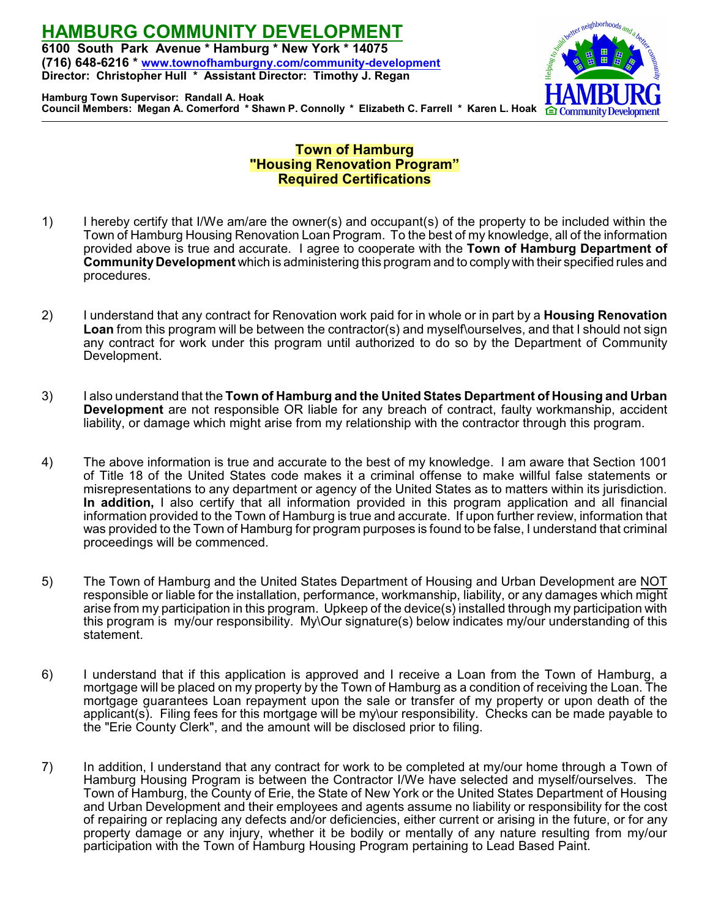# HAMBURG COMMUNITY DEVELOPMENT

**6100 South Park Avenue * Hamburg * New York * 14075**
**(716) 648-6216 * www.townofhamburgny.com/community-development**
**Director: Christopher Hull * Assistant Director: Timothy J. Regan**

**Hamburg Town Supervisor: Randall A. Hoak**
**Council Members: Megan A. Comerford * Shawn P. Connolly * Elizabeth C. Farrell * Karen L. Hoak**

## Town of Hamburg
## "Housing Renovation Program"
## Required Certifications

1) I hereby certify that I/We am/are the owner(s) and occupant(s) of the property to be included within the Town of Hamburg Housing Renovation Loan Program. To the best of my knowledge, all of the information provided above is true and accurate. I agree to cooperate with the **Town of Hamburg Department of Community Development** which is administering this program and to comply with their specified rules and procedures.

2) I understand that any contract for Renovation work paid for in whole or in part by a **Housing Renovation Loan** from this program will be between the contractor(s) and myself\ourselves, and that I should not sign any contract for work under this program until authorized to do so by the Department of Community Development.

3) I also understand that the **Town of Hamburg and the United States Department of Housing and Urban Development** are not responsible OR liable for any breach of contract, faulty workmanship, accident liability, or damage which might arise from my relationship with the contractor through this program.

4) The above information is true and accurate to the best of my knowledge. I am aware that Section 1001 of Title 18 of the United States code makes it a criminal offense to make willful false statements or misrepresentations to any department or agency of the United States as to matters within its jurisdiction. **In addition,** I also certify that all information provided in this program application and all financial information provided to the Town of Hamburg is true and accurate. If upon further review, information that was provided to the Town of Hamburg for program purposes is found to be false, I understand that criminal proceedings will be commenced.

5) The Town of Hamburg and the United States Department of Housing and Urban Development are NOT responsible or liable for the installation, performance, workmanship, liability, or any damages which might arise from my participation in this program. Upkeep of the device(s) installed through my participation with this program is my/our responsibility. My\Our signature(s) below indicates my/our understanding of this statement.

6) I understand that if this application is approved and I receive a Loan from the Town of Hamburg, a mortgage will be placed on my property by the Town of Hamburg as a condition of receiving the Loan. The mortgage guarantees Loan repayment upon the sale or transfer of my property or upon death of the applicant(s). Filing fees for this mortgage will be my\our responsibility. Checks can be made payable to the "Erie County Clerk", and the amount will be disclosed prior to filing.

7) In addition, I understand that any contract for work to be completed at my/our home through a Town of Hamburg Housing Program is between the Contractor I/We have selected and myself/ourselves. The Town of Hamburg, the County of Erie, the State of New York or the United States Department of Housing and Urban Development and their employees and agents assume no liability or responsibility for the cost of repairing or replacing any defects and/or deficiencies, either current or arising in the future, or for any property damage or any injury, whether it be bodily or mentally of any nature resulting from my/our participation with the Town of Hamburg Housing Program pertaining to Lead Based Paint.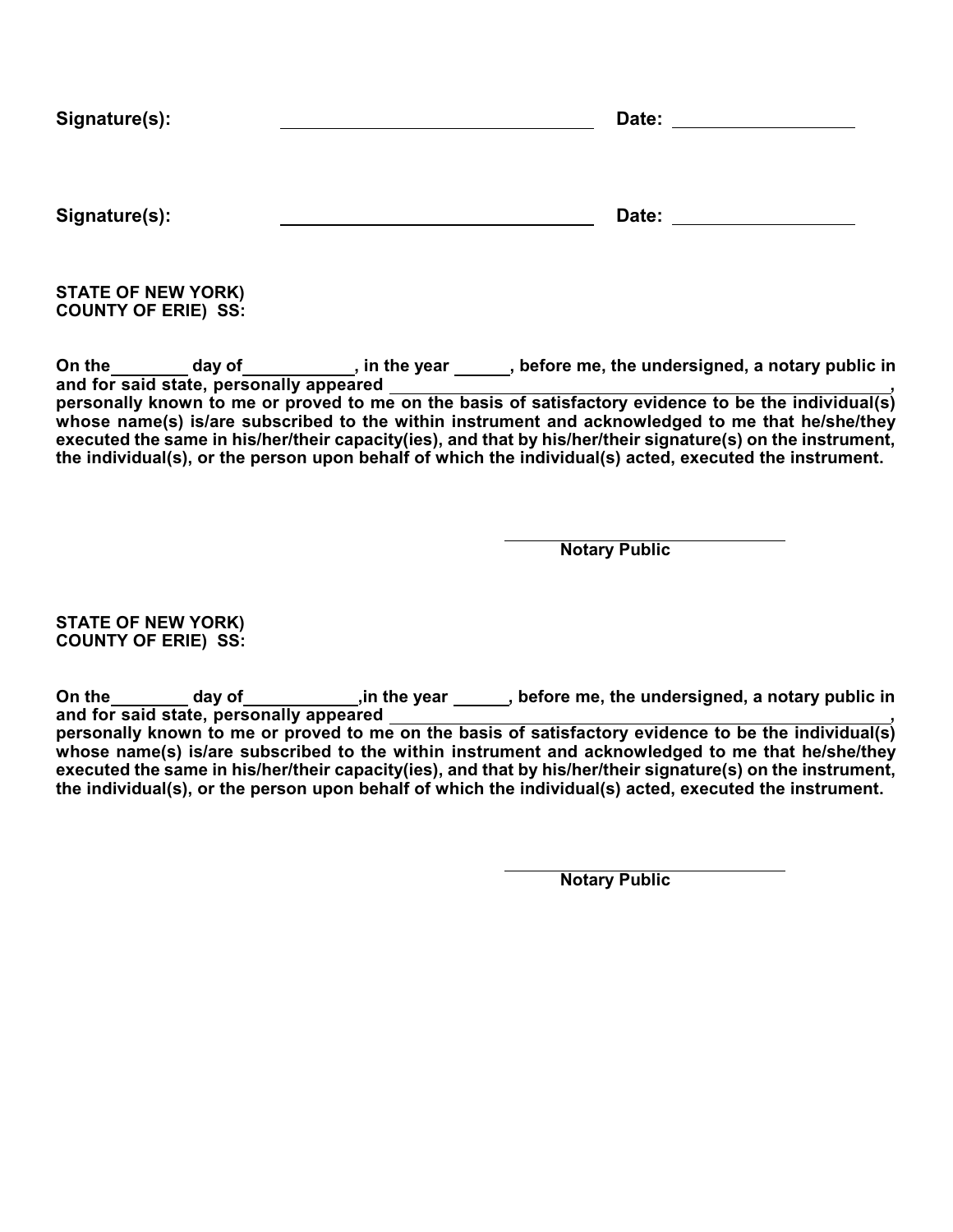**Signature(s):** \_\_\_\_\_\_\_\_\_\_\_\_\_\_\_\_\_\_\_\_\_\_\_\_\_\_\_\_\_\_\_\_ **Date:** \_\_\_\_\_\_\_\_\_\_\_\_\_\_\_\_\_\_

**Signature(s):** \_\_\_\_\_\_\_\_\_\_\_\_\_\_\_\_\_\_\_\_\_\_\_\_\_\_\_\_\_\_\_\_ **Date:** \_\_\_\_\_\_\_\_\_\_\_\_\_\_\_\_\_\_

**STATE OF NEW YORK)**
**COUNTY OF ERIE) SS:**

**On the\_\_\_\_\_\_\_\_ day of\_\_\_\_\_\_\_\_\_\_\_\_, in the year \_\_\_\_\_\_, before me, the undersigned, a notary public in and for said state, personally appeared \_\_\_\_\_\_\_\_\_\_\_\_\_\_\_\_\_\_\_\_\_\_\_\_\_\_\_\_\_\_\_\_\_\_\_\_\_\_\_\_\_\_\_\_\_\_\_\_\_\_\_\_\_\_\_, personally known to me or proved to me on the basis of satisfactory evidence to be the individual(s) whose name(s) is/are subscribed to the within instrument and acknowledged to me that he/she/they executed the same in his/her/their capacity(ies), and that by his/her/their signature(s) on the instrument, the individual(s), or the person upon behalf of which the individual(s) acted, executed the instrument.**

\_\_\_\_\_\_\_\_\_\_\_\_\_\_\_\_\_\_\_\_\_\_\_\_\_\_\_\_\_\_
**Notary Public**

**STATE OF NEW YORK)**
**COUNTY OF ERIE) SS:**

**On the\_\_\_\_\_\_\_\_ day of\_\_\_\_\_\_\_\_\_\_\_\_,in the year \_\_\_\_\_\_, before me, the undersigned, a notary public in and for said state, personally appeared \_\_\_\_\_\_\_\_\_\_\_\_\_\_\_\_\_\_\_\_\_\_\_\_\_\_\_\_\_\_\_\_\_\_\_\_\_\_\_\_\_\_\_\_\_\_\_\_\_\_\_\_\_\_\_, personally known to me or proved to me on the basis of satisfactory evidence to be the individual(s) whose name(s) is/are subscribed to the within instrument and acknowledged to me that he/she/they executed the same in his/her/their capacity(ies), and that by his/her/their signature(s) on the instrument, the individual(s), or the person upon behalf of which the individual(s) acted, executed the instrument.**

\_\_\_\_\_\_\_\_\_\_\_\_\_\_\_\_\_\_\_\_\_\_\_\_\_\_\_\_\_\_
**Notary Public**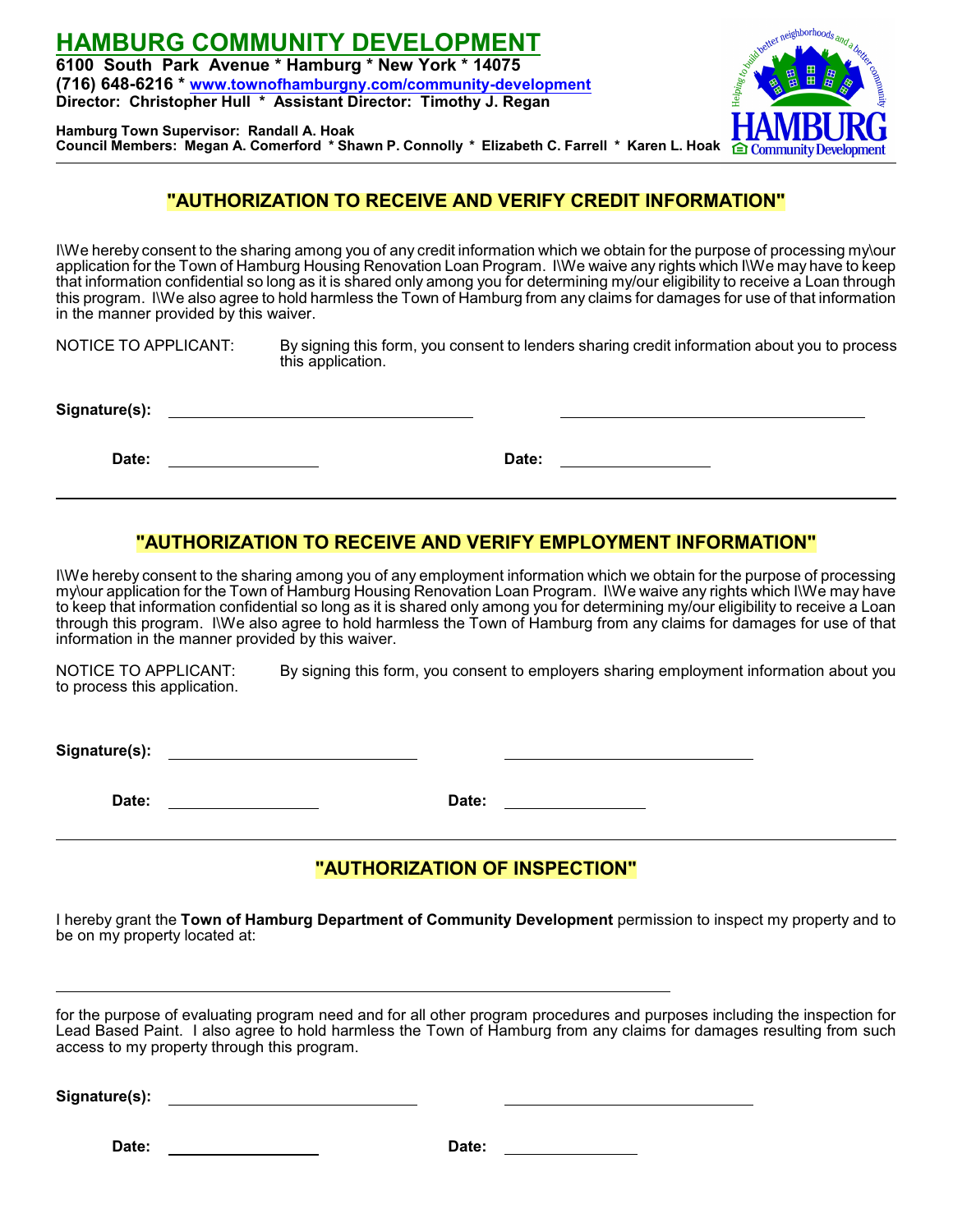# HAMBURG COMMUNITY DEVELOPMENT

**6100 South Park Avenue * Hamburg * New York * 14075**
**(716) 648-6216 * www.townofhamburgny.com/community-development**
**Director: Christopher Hull * Assistant Director: Timothy J. Regan**

**Hamburg Town Supervisor: Randall A. Hoak**
**Council Members: Megan A. Comerford * Shawn P. Connolly * Elizabeth C. Farrell * Karen L. Hoak**

---

## "AUTHORIZATION TO RECEIVE AND VERIFY CREDIT INFORMATION"

I\We hereby consent to the sharing among you of any credit information which we obtain for the purpose of processing my\our application for the Town of Hamburg Housing Renovation Loan Program. I\We waive any rights which I\We may have to keep that information confidential so long as it is shared only among you for determining my/our eligibility to receive a Loan through this program. I\We also agree to hold harmless the Town of Hamburg from any claims for damages for use of that information in the manner provided by this waiver.

NOTICE TO APPLICANT: By signing this form, you consent to lenders sharing credit information about you to process this application.

**Signature(s):** \_\_\_\_\_\_\_\_\_\_\_\_\_\_\_\_\_\_\_\_\_\_\_\_\_\_\_\_ \_\_\_\_\_\_\_\_\_\_\_\_\_\_\_\_\_\_\_\_\_\_\_\_\_\_\_\_

**Date:** \_\_\_\_\_\_\_\_\_\_\_\_\_\_ **Date:** \_\_\_\_\_\_\_\_\_\_\_\_\_\_

---

## "AUTHORIZATION TO RECEIVE AND VERIFY EMPLOYMENT INFORMATION"

I\We hereby consent to the sharing among you of any employment information which we obtain for the purpose of processing my\our application for the Town of Hamburg Housing Renovation Loan Program. I\We waive any rights which I\We may have to keep that information confidential so long as it is shared only among you for determining my/our eligibility to receive a Loan through this program. I\We also agree to hold harmless the Town of Hamburg from any claims for damages for use of that information in the manner provided by this waiver.

NOTICE TO APPLICANT: By signing this form, you consent to employers sharing employment information about you to process this application.

**Signature(s):** \_\_\_\_\_\_\_\_\_\_\_\_\_\_\_\_\_\_\_\_\_\_\_\_\_\_\_\_ \_\_\_\_\_\_\_\_\_\_\_\_\_\_\_\_\_\_\_\_\_\_\_\_\_\_\_\_

**Date:** \_\_\_\_\_\_\_\_\_\_\_\_\_\_ **Date:** \_\_\_\_\_\_\_\_\_\_\_\_\_\_

---

## "AUTHORIZATION OF INSPECTION"

I hereby grant the **Town of Hamburg Department of Community Development** permission to inspect my property and to be on my property located at:

\_\_\_\_\_\_\_\_\_\_\_\_\_\_\_\_\_\_\_\_\_\_\_\_\_\_\_\_\_\_\_\_\_\_\_\_\_\_\_\_\_\_\_\_\_\_\_\_\_\_\_\_\_\_\_\_

for the purpose of evaluating program need and for all other program procedures and purposes including the inspection for Lead Based Paint. I also agree to hold harmless the Town of Hamburg from any claims for damages resulting from such access to my property through this program.

**Signature(s):** \_\_\_\_\_\_\_\_\_\_\_\_\_\_\_\_\_\_\_\_\_\_\_\_\_\_\_\_ \_\_\_\_\_\_\_\_\_\_\_\_\_\_\_\_\_\_\_\_\_\_\_\_\_\_\_\_

**Date:** \_\_\_\_\_\_\_\_\_\_\_\_\_\_ **Date:** \_\_\_\_\_\_\_\_\_\_\_\_\_\_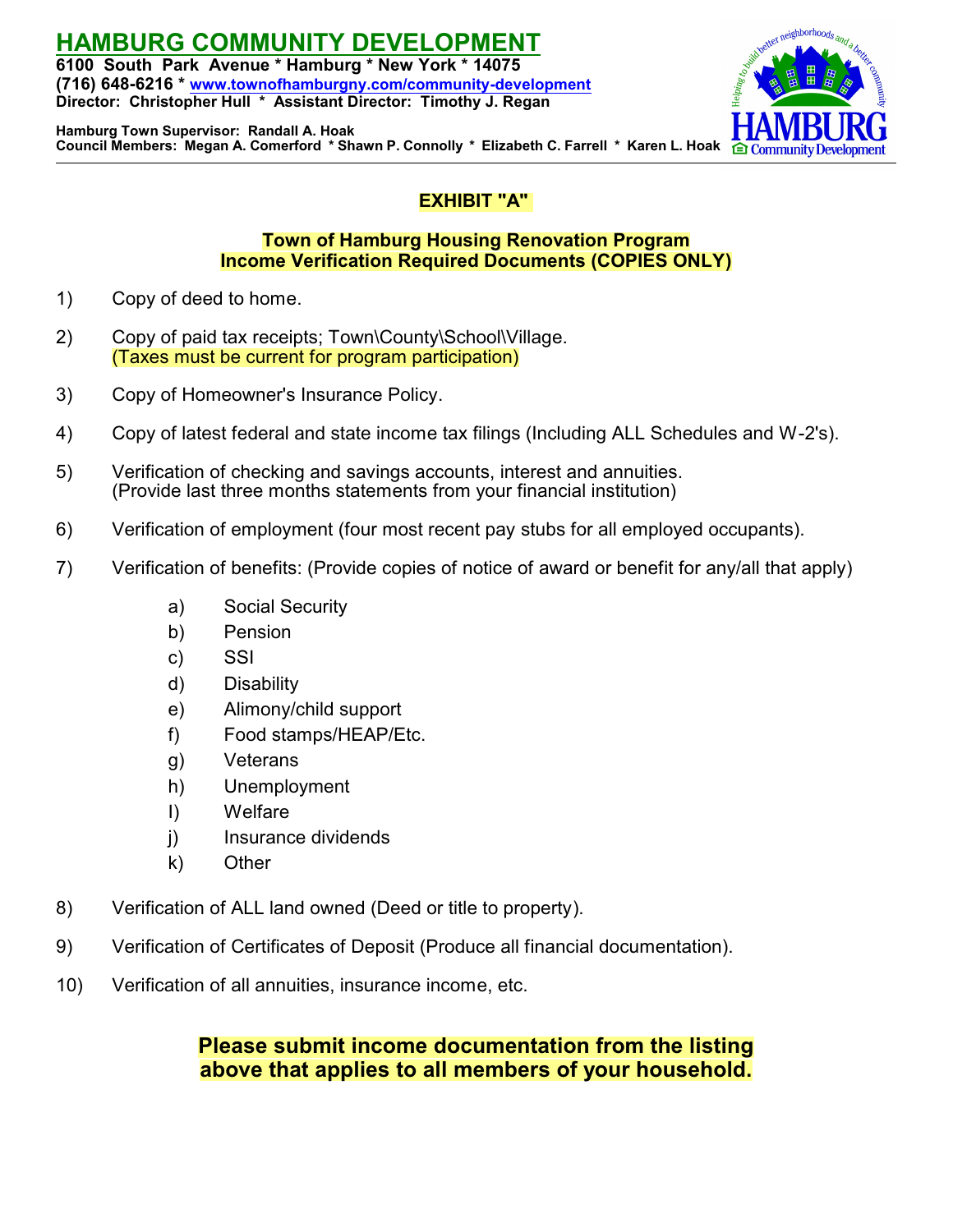# HAMBURG COMMUNITY DEVELOPMENT

**6100 South Park Avenue * Hamburg * New York * 14075**
**(716) 648-6216 * www.townofhamburgny.com/community-development**
**Director: Christopher Hull * Assistant Director: Timothy J. Regan**

**Hamburg Town Supervisor: Randall A. Hoak**
**Council Members: Megan A. Comerford * Shawn P. Connolly * Elizabeth C. Farrell * Karen L. Hoak**

Helping to build better neighborhoods and a better community
HAMBURG
Community Development

## EXHIBIT "A"

### Town of Hamburg Housing Renovation Program
### Income Verification Required Documents (COPIES ONLY)

1) Copy of deed to home.

2) Copy of paid tax receipts; Town\County\School\Village.
(Taxes must be current for program participation)

3) Copy of Homeowner's Insurance Policy.

4) Copy of latest federal and state income tax filings (Including ALL Schedules and W-2's).

5) Verification of checking and savings accounts, interest and annuities.
(Provide last three months statements from your financial institution)

6) Verification of employment (four most recent pay stubs for all employed occupants).

7) Verification of benefits: (Provide copies of notice of award or benefit for any/all that apply)

   a) Social Security
   b) Pension
   c) SSI
   d) Disability
   e) Alimony/child support
   f) Food stamps/HEAP/Etc.
   g) Veterans
   h) Unemployment
   I) Welfare
   j) Insurance dividends
   k) Other

8) Verification of ALL land owned (Deed or title to property).

9) Verification of Certificates of Deposit (Produce all financial documentation).

10) Verification of all annuities, insurance income, etc.

**Please submit income documentation from the listing above that applies to all members of your household.**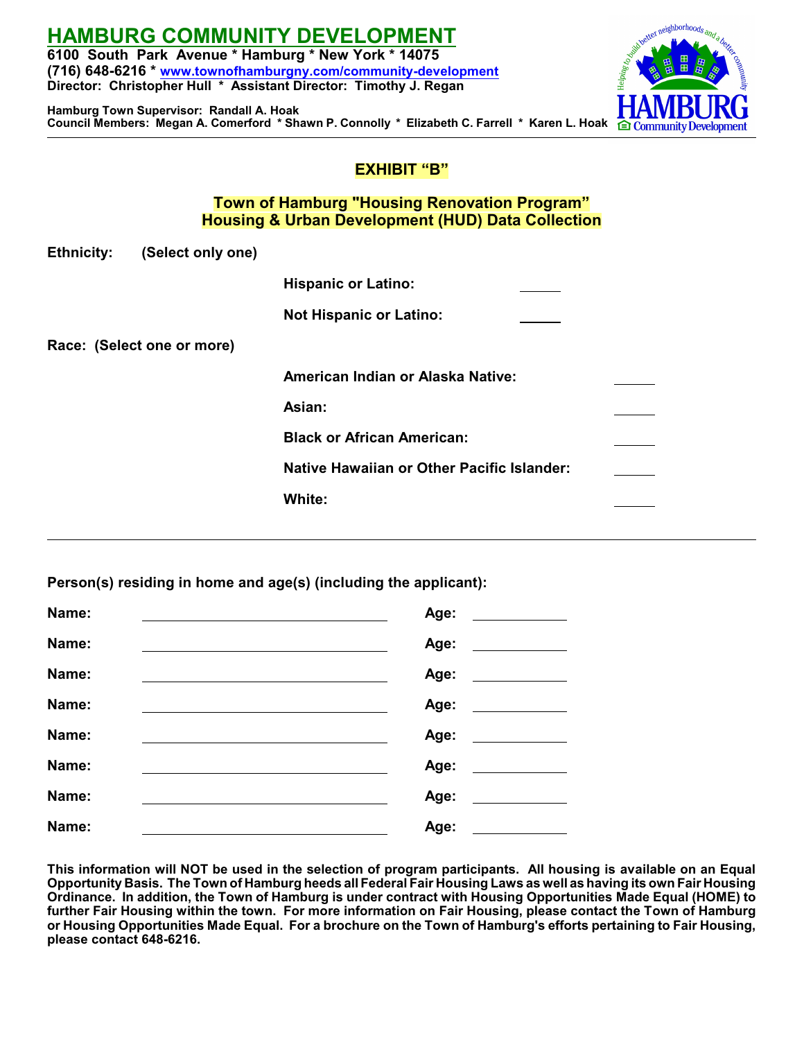# HAMBURG COMMUNITY DEVELOPMENT

**6100 South Park Avenue * Hamburg * New York * 14075**
**(716) 648-6216 * www.townofhamburgny.com/community-development**
**Director: Christopher Hull * Assistant Director: Timothy J. Regan**

**Hamburg Town Supervisor: Randall A. Hoak**
**Council Members: Megan A. Comerford * Shawn P. Connolly * Elizabeth C. Farrell * Karen L. Hoak**

---

## EXHIBIT "B"

## Town of Hamburg "Housing Renovation Program" Housing & Urban Development (HUD) Data Collection

**Ethnicity: (Select only one)**

**Hispanic or Latino:** _____

**Not Hispanic or Latino:** _____

**Race: (Select one or more)**

**American Indian or Alaska Native:** _____

**Asian:** _____

**Black or African American:** _____

**Native Hawaiian or Other Pacific Islander:** _____

**White:** _____

---

**Person(s) residing in home and age(s) (including the applicant):**

**Name:** ______________________________ **Age:** __________

**Name:** ______________________________ **Age:** __________

**Name:** ______________________________ **Age:** __________

**Name:** ______________________________ **Age:** __________

**Name:** ______________________________ **Age:** __________

**Name:** ______________________________ **Age:** __________

**Name:** ______________________________ **Age:** __________

**Name:** ______________________________ **Age:** __________

**This information will NOT be used in the selection of program participants. All housing is available on an Equal Opportunity Basis. The Town of Hamburg heeds all Federal Fair Housing Laws as well as having its own Fair Housing Ordinance. In addition, the Town of Hamburg is under contract with Housing Opportunities Made Equal (HOME) to further Fair Housing within the town. For more information on Fair Housing, please contact the Town of Hamburg or Housing Opportunities Made Equal. For a brochure on the Town of Hamburg's efforts pertaining to Fair Housing, please contact 648-6216.**